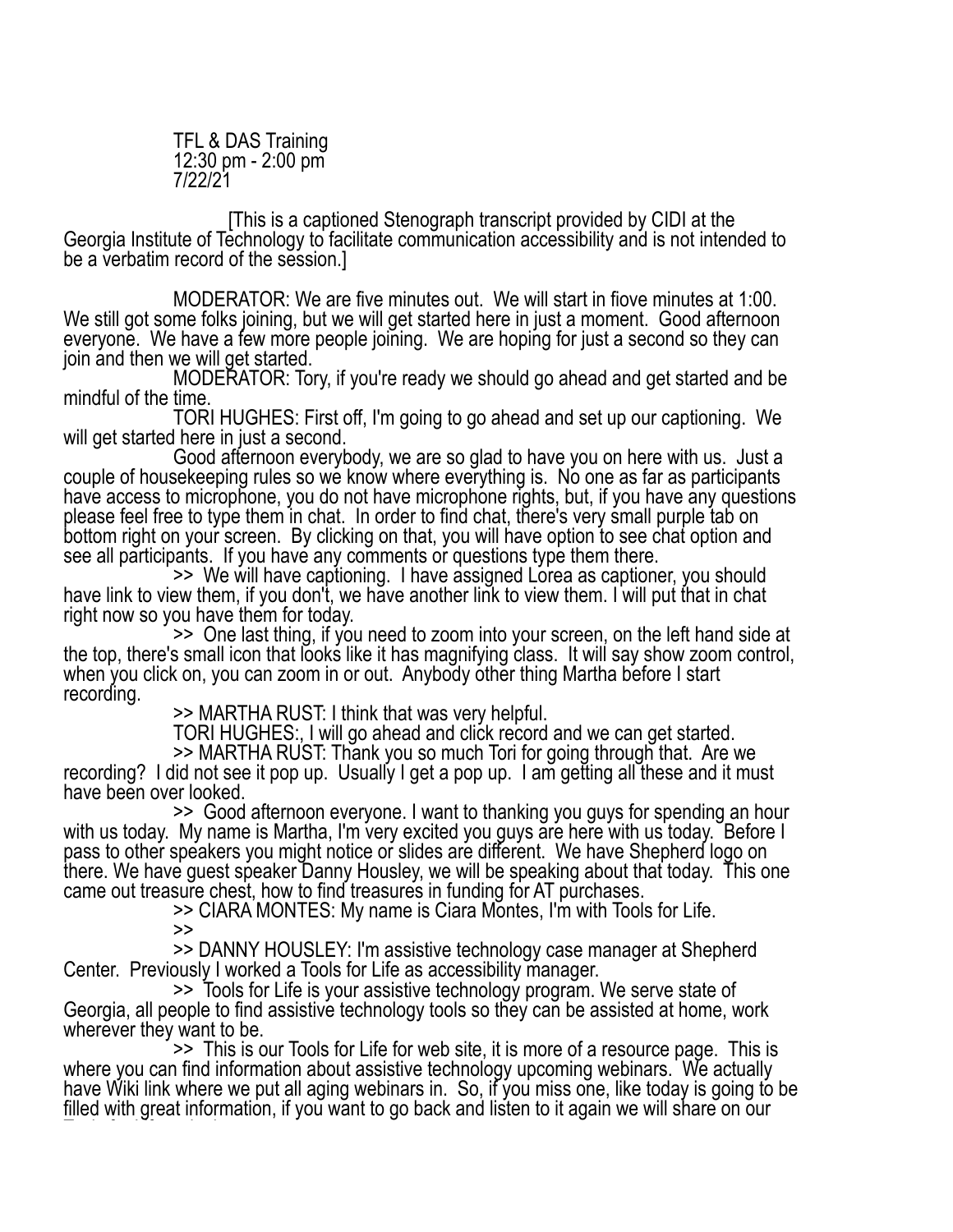TFL & DAS Training
12:30 pm - 2:00 pm
7/22/21

[This is a captioned Stenograph transcript provided by CIDI at the Georgia Institute of Technology to facilitate communication accessibility and is not intended to be a verbatim record of the session.]

MODERATOR: We are five minutes out. We will start in fiove minutes at 1:00. We still got some folks joining, but we will get started here in just a moment. Good afternoon everyone. We have a few more people joining. We are hoping for just a second so they can join and then we will get started.

MODERATOR: Tory, if you're ready we should go ahead and get started and be mindful of the time.

TORI HUGHES: First off, I'm going to go ahead and set up our captioning. We will get started here in just a second.

Good afternoon everybody, we are so glad to have you on here with us. Just a couple of housekeeping rules so we know where everything is. No one as far as participants have access to microphone, you do not have microphone rights, but, if you have any questions please feel free to type them in chat. In order to find chat, there's very small purple tab on bottom right on your screen. By clicking on that, you will have option to see chat option and see all participants. If you have any comments or questions type them there.

>> We will have captioning. I have assigned Lorea as captioner, you should have link to view them, if you don't, we have another link to view them. I will put that in chat right now so you have them for today.

>> One last thing, if you need to zoom into your screen, on the left hand side at the top, there's small icon that looks like it has magnifying class. It will say show zoom control, when you click on, you can zoom in or out. Anybody other thing Martha before I start recording.

>> MARTHA RUST: I think that was very helpful.

TORI HUGHES:, I will go ahead and click record and we can get started.

>> MARTHA RUST: Thank you so much Tori for going through that. Are we recording? I did not see it pop up. Usually I get a pop up. I am getting all these and it must have been over looked.

>> Good afternoon everyone. I want to thanking you guys for spending an hour with us today. My name is Martha, I'm very excited you guys are here with us today. Before I pass to other speakers you might notice or slides are different. We have Shepherd logo on there. We have guest speaker Danny Housley, we will be speaking about that today. This one came out treasure chest, how to find treasures in funding for AT purchases.

>> CIARA MONTES: My name is Ciara Montes, I'm with Tools for Life.

>>

>> DANNY HOUSLEY: I'm assistive technology case manager at Shepherd Center. Previously I worked a Tools for Life as accessibility manager.

>> Tools for Life is your assistive technology program. We serve state of Georgia, all people to find assistive technology tools so they can be assisted at home, work wherever they want to be.

>> This is our Tools for Life for web site, it is more of a resource page. This is where you can find information about assistive technology upcoming webinars. We actually have Wiki link where we put all aging webinars in. So, if you miss one, like today is going to be filled with great information, if you want to go back and listen to it again we will share on our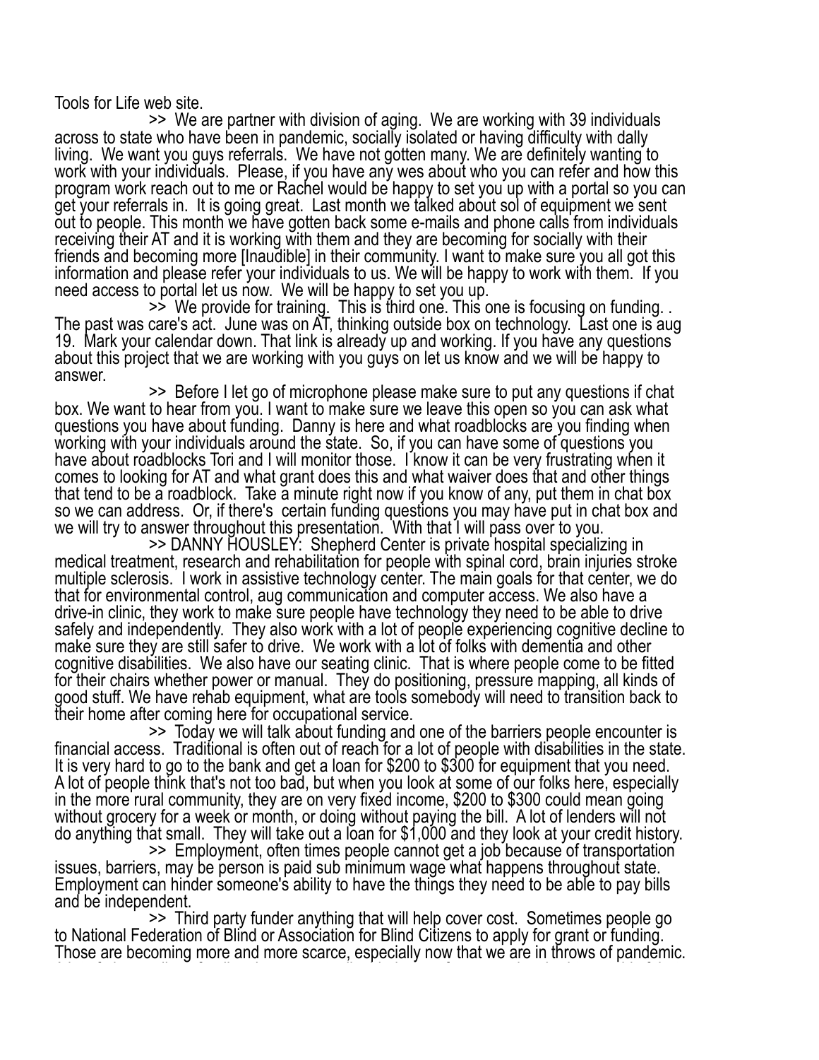Tools for Life web site.

>> We are partner with division of aging. We are working with 39 individuals across to state who have been in pandemic, socially isolated or having difficulty with dally living. We want you guys referrals. We have not gotten many. We are definitely wanting to work with your individuals. Please, if you have any wes about who you can refer and how this program work reach out to me or Rachel would be happy to set you up with a portal so you can get your referrals in. It is going great. Last month we talked about sol of equipment we sent out to people. This month we have gotten back some e-mails and phone calls from individuals receiving their AT and it is working with them and they are becoming for socially with their friends and becoming more [Inaudible] in their community. I want to make sure you all got this information and please refer your individuals to us. We will be happy to work with them. If you need access to portal let us now. We will be happy to set you up.

>> We provide for training. This is third one. This one is focusing on funding. . The past was care's act. June was on AT, thinking outside box on technology. Last one is aug 19. Mark your calendar down. That link is already up and working. If you have any questions about this project that we are working with you guys on let us know and we will be happy to answer.

>> Before I let go of microphone please make sure to put any questions if chat box. We want to hear from you. I want to make sure we leave this open so you can ask what questions you have about funding. Danny is here and what roadblocks are you finding when working with your individuals around the state. So, if you can have some of questions you have about roadblocks Tori and I will monitor those. I know it can be very frustrating when it comes to looking for AT and what grant does this and what waiver does that and other things that tend to be a roadblock. Take a minute right now if you know of any, put them in chat box so we can address. Or, if there's certain funding questions you may have put in chat box and we will try to answer throughout this presentation. With that I will pass over to you.

>> DANNY HOUSLEY: Shepherd Center is private hospital specializing in medical treatment, research and rehabilitation for people with spinal cord, brain injuries stroke multiple sclerosis. I work in assistive technology center. The main goals for that center, we do that for environmental control, aug communication and computer access. We also have a drive-in clinic, they work to make sure people have technology they need to be able to drive safely and independently. They also work with a lot of people experiencing cognitive decline to make sure they are still safer to drive. We work with a lot of folks with dementia and other cognitive disabilities. We also have our seating clinic. That is where people come to be fitted for their chairs whether power or manual. They do positioning, pressure mapping, all kinds of good stuff. We have rehab equipment, what are tools somebody will need to transition back to their home after coming here for occupational service.

>> Today we will talk about funding and one of the barriers people encounter is financial access. Traditional is often out of reach for a lot of people with disabilities in the state. It is very hard to go to the bank and get a loan for \$200 to \$300 for equipment that you need. A lot of people think that's not too bad, but when you look at some of our folks here, especially in the more rural community, they are on very fixed income, \$200 to \$300 could mean going without grocery for a week or month, or doing without paying the bill. A lot of lenders will not do anything that small. They will take out a loan for \$1,000 and they look at your credit history.

>> Employment, often times people cannot get a job because of transportation issues, barriers, may be person is paid sub minimum wage what happens throughout state. Employment can hinder someone's ability to have the things they need to be able to pay bills and be independent.

>> Third party funder anything that will help cover cost. Sometimes people go to National Federation of Blind or Association for Blind Citizens to apply for grant or funding. Those are becoming more and more scarce, especially now that we are in throws of pandemic.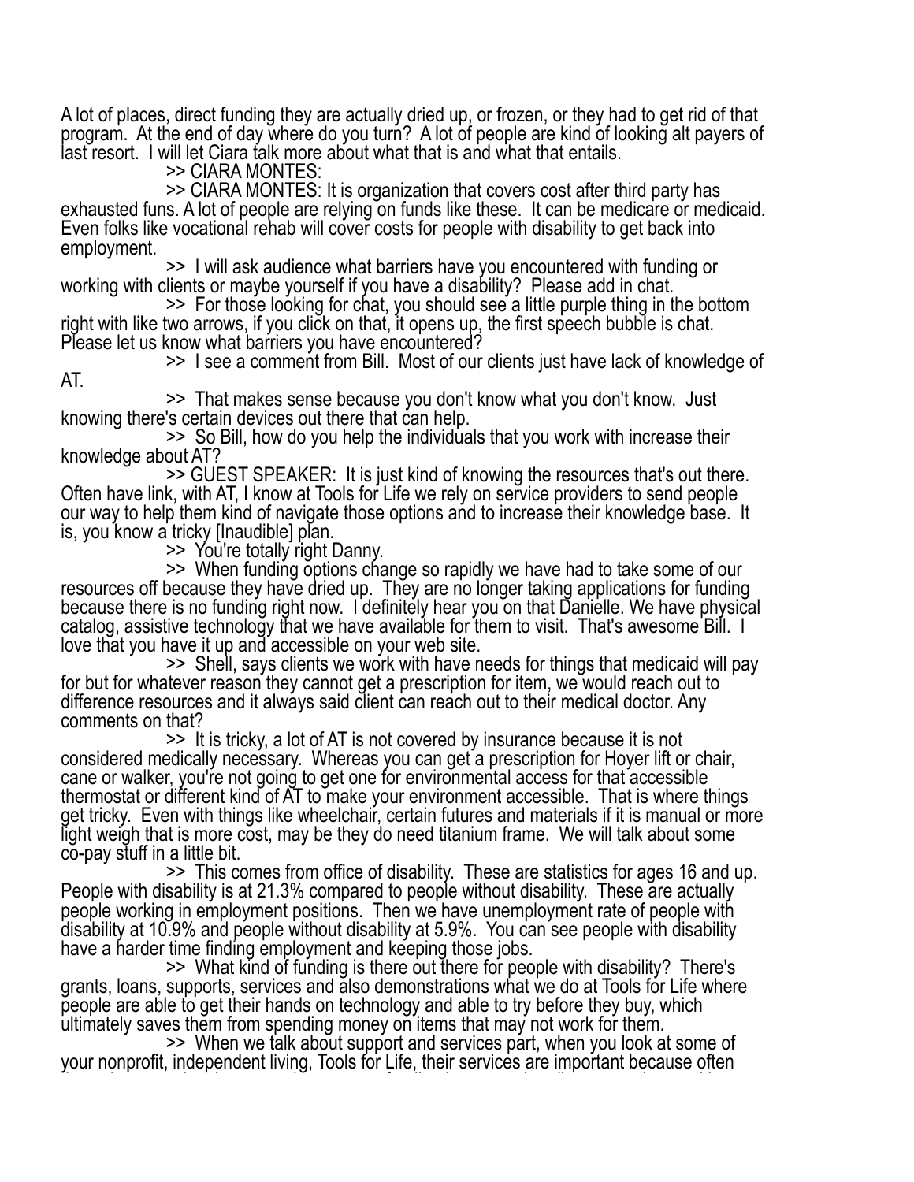A lot of places, direct funding they are actually dried up, or frozen, or they had to get rid of that program. At the end of day where do you turn? A lot of people are kind of looking alt payers of last resort. I will let Ciara talk more about what that is and what that entails.

>> CIARA MONTES:

>> CIARA MONTES: It is organization that covers cost after third party has exhausted funs. A lot of people are relying on funds like these. It can be medicare or medicaid. Even folks like vocational rehab will cover costs for people with disability to get back into employment.

>> I will ask audience what barriers have you encountered with funding or working with clients or maybe yourself if you have a disability? Please add in chat.

>> For those looking for chat, you should see a little purple thing in the bottom right with like two arrows, if you click on that, it opens up, the first speech bubble is chat. Please let us know what barriers you have encountered?

>> I see a comment from Bill. Most of our clients just have lack of knowledge of AT.

>> That makes sense because you don't know what you don't know. Just knowing there's certain devices out there that can help.

>> So Bill, how do you help the individuals that you work with increase their knowledge about AT?

>> GUEST SPEAKER: It is just kind of knowing the resources that's out there. Often have link, with AT, I know at Tools for Life we rely on service providers to send people our way to help them kind of navigate those options and to increase their knowledge base. It is, you know a tricky [Inaudible] plan.

>> You're totally right Danny.

>> When funding options change so rapidly we have had to take some of our resources off because they have dried up. They are no longer taking applications for funding because there is no funding right now. I definitely hear you on that Danielle. We have physical catalog, assistive technology that we have available for them to visit. That's awesome Bill. I love that you have it up and accessible on your web site.

>> Shell, says clients we work with have needs for things that medicaid will pay for but for whatever reason they cannot get a prescription for item, we would reach out to difference resources and it always said client can reach out to their medical doctor. Any comments on that?

>> It is tricky, a lot of AT is not covered by insurance because it is not considered medically necessary. Whereas you can get a prescription for Hoyer lift or chair, cane or walker, you're not going to get one for environmental access for that accessible thermostat or different kind of AT to make your environment accessible. That is where things get tricky. Even with things like wheelchair, certain futures and materials if it is manual or more light weigh that is more cost, may be they do need titanium frame. We will talk about some co-pay stuff in a little bit.

>> This comes from office of disability. These are statistics for ages 16 and up. People with disability is at 21.3% compared to people without disability. These are actually people working in employment positions. Then we have unemployment rate of people with disability at 10.9% and people without disability at 5.9%. You can see people with disability have a harder time finding employment and keeping those jobs.

>> What kind of funding is there out there for people with disability? There's grants, loans, supports, services and also demonstrations what we do at Tools for Life where people are able to get their hands on technology and able to try before they buy, which ultimately saves them from spending money on items that may not work for them.

>> When we talk about support and services part, when you look at some of your nonprofit, independent living, Tools for Life, their services are important because often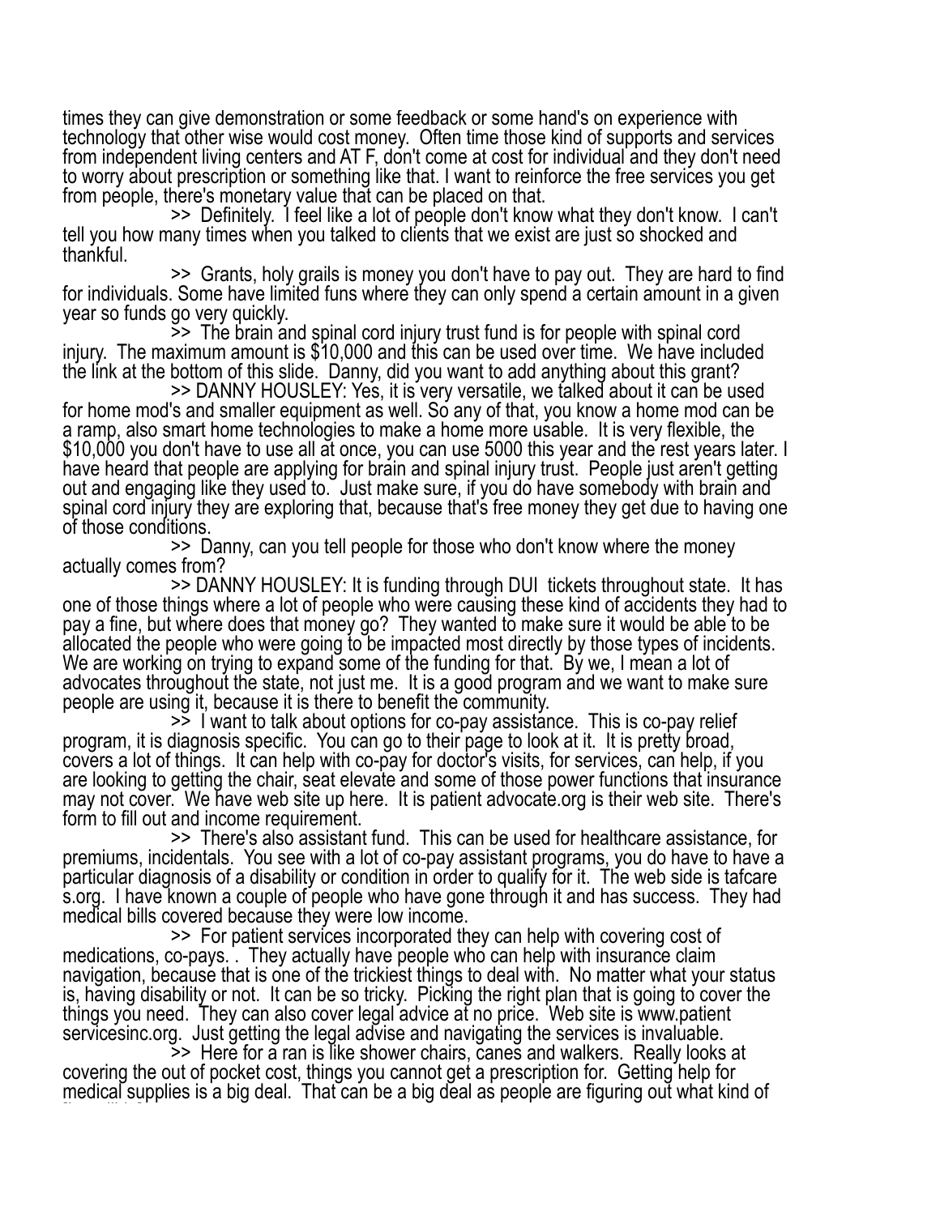times they can give demonstration or some feedback or some hand's on experience with technology that other wise would cost money.  Often time those kind of supports and services from independent living centers and AT F, don't come at cost for individual and they don't need to worry about prescription or something like that. I want to reinforce the free services you get from people, there's monetary value that can be placed on that.

>>  Definitely.  I feel like a lot of people don't know what they don't know.  I can't tell you how many times when you talked to clients that we exist are just so shocked and thankful.

>>  Grants, holy grails is money you don't have to pay out.  They are hard to find for individuals. Some have limited funs where they can only spend a certain amount in a given year so funds go very quickly.

>>  The brain and spinal cord injury trust fund is for people with spinal cord injury.  The maximum amount is $10,000 and this can be used over time.  We have included the link at the bottom of this slide.  Danny, did you want to add anything about this grant?

>> DANNY HOUSLEY: Yes, it is very versatile, we talked about it can be used for home mod's and smaller equipment as well. So any of that, you know a home mod can be a ramp, also smart home technologies to make a home more usable.  It is very flexible, the $10,000 you don't have to use all at once, you can use 5000 this year and the rest years later. I have heard that people are applying for brain and spinal injury trust.  People just aren't getting out and engaging like they used to.  Just make sure, if you do have somebody with brain and spinal cord injury they are exploring that, because that's free money they get due to having one of those conditions.

>>  Danny, can you tell people for those who don't know where the money actually comes from?

>> DANNY HOUSLEY: It is funding through DUI  tickets throughout state.  It has one of those things where a lot of people who were causing these kind of accidents they had to pay a fine, but where does that money go?  They wanted to make sure it would be able to be allocated the people who were going to be impacted most directly by those types of incidents.  We are working on trying to expand some of the funding for that.  By we, I mean a lot of advocates throughout the state, not just me.  It is a good program and we want to make sure people are using it, because it is there to benefit the community.

>>  I want to talk about options for co-pay assistance.  This is co-pay relief program, it is diagnosis specific.  You can go to their page to look at it.  It is pretty broad, covers a lot of things.  It can help with co-pay for doctor's visits, for services, can help, if you are looking to getting the chair, seat elevate and some of those power functions that insurance may not cover.  We have web site up here.  It is patient advocate.org is their web site.  There's form to fill out and income requirement.

>>  There's also assistant fund.  This can be used for healthcare assistance, for premiums, incidentals.  You see with a lot of co-pay assistant programs, you do have to have a particular diagnosis of a disability or condition in order to qualify for it.  The web side is tafcare s.org.  I have known a couple of people who have gone through it and has success.  They had medical bills covered because they were low income.

>>  For patient services incorporated they can help with covering cost of medications, co-pays. .  They actually have people who can help with insurance claim navigation, because that is one of the trickiest things to deal with.  No matter what your status is, having disability or not.  It can be so tricky.  Picking the right plan that is going to cover the things you need.  They can also cover legal advice at no price.  Web site is www.patient servicesinc.org.  Just getting the legal advise and navigating the services is invaluable.

>>  Here for a ran is like shower chairs, canes and walkers.  Really looks at covering the out of pocket cost, things you cannot get a prescription for.  Getting help for medical supplies is a big deal.  That can be a big deal as people are figuring out what kind of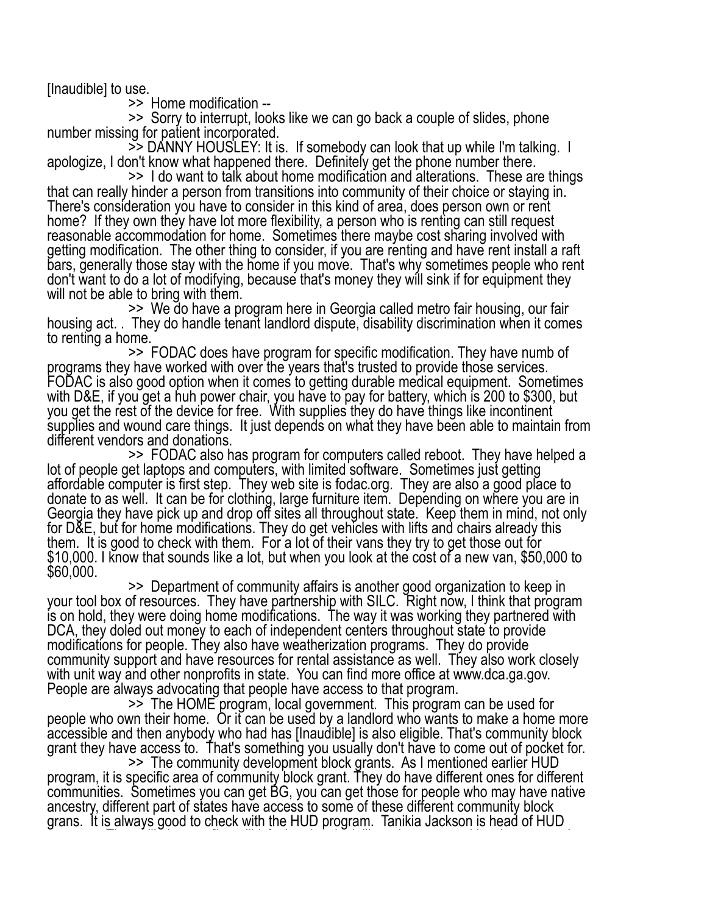[Inaudible] to use.

>> Home modification --

>> Sorry to interrupt, looks like we can go back a couple of slides, phone number missing for patient incorporated.

>> DANNY HOUSLEY: It is. If somebody can look that up while I'm talking. I apologize, I don't know what happened there. Definitely get the phone number there.

>> I do want to talk about home modification and alterations. These are things that can really hinder a person from transitions into community of their choice or staying in. There's consideration you have to consider in this kind of area, does person own or rent home? If they own they have lot more flexibility, a person who is renting can still request reasonable accommodation for home. Sometimes there maybe cost sharing involved with getting modification. The other thing to consider, if you are renting and have rent install a raft bars, generally those stay with the home if you move. That's why sometimes people who rent don't want to do a lot of modifying, because that's money they will sink if for equipment they will not be able to bring with them.

>> We do have a program here in Georgia called metro fair housing, our fair housing act. . They do handle tenant landlord dispute, disability discrimination when it comes to renting a home.

>> FODAC does have program for specific modification. They have numb of programs they have worked with over the years that's trusted to provide those services. FODAC is also good option when it comes to getting durable medical equipment. Sometimes with D&E, if you get a huh power chair, you have to pay for battery, which is 200 to $300, but you get the rest of the device for free. With supplies they do have things like incontinent supplies and wound care things. It just depends on what they have been able to maintain from different vendors and donations.

>> FODAC also has program for computers called reboot. They have helped a lot of people get laptops and computers, with limited software. Sometimes just getting affordable computer is first step. They web site is fodac.org. They are also a good place to donate to as well. It can be for clothing, large furniture item. Depending on where you are in Georgia they have pick up and drop off sites all throughout state. Keep them in mind, not only for D&E, but for home modifications. They do get vehicles with lifts and chairs already this them. It is good to check with them. For a lot of their vans they try to get those out for $10,000. I know that sounds like a lot, but when you look at the cost of a new van, $50,000 to $60,000.

>> Department of community affairs is another good organization to keep in your tool box of resources. They have partnership with SILC. Right now, I think that program is on hold, they were doing home modifications. The way it was working they partnered with DCA, they doled out money to each of independent centers throughout state to provide modifications for people. They also have weatherization programs. They do provide community support and have resources for rental assistance as well. They also work closely with unit way and other nonprofits in state. You can find more office at www.dca.ga.gov. People are always advocating that people have access to that program.

>> The HOME program, local government. This program can be used for people who own their home. Or it can be used by a landlord who wants to make a home more accessible and then anybody who had has [Inaudible] is also eligible. That's community block grant they have access to. That's something you usually don't have to come out of pocket for.

>> The community development block grants. As I mentioned earlier HUD program, it is specific area of community block grant. They do have different ones for different communities. Sometimes you can get BG, you can get those for people who may have native ancestry, different part of states have access to some of these different community block grans. It is always good to check with the HUD program. Tanikia Jackson is head of HUD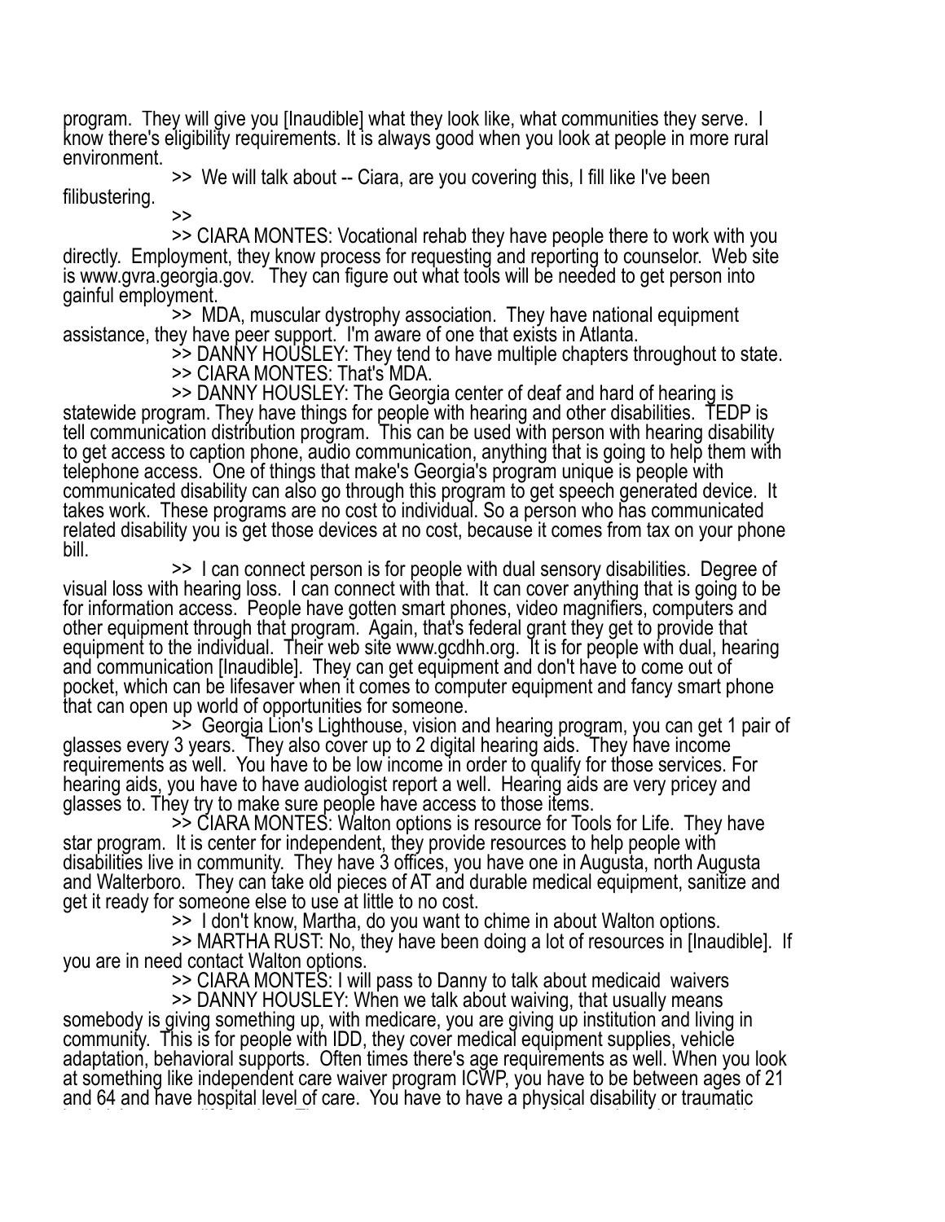program. They will give you [Inaudible] what they look like, what communities they serve. I know there's eligibility requirements. It is always good when you look at people in more rural environment.

>> We will talk about -- Ciara, are you covering this, I fill like I've been filibustering.

>>

>> CIARA MONTES: Vocational rehab they have people there to work with you directly. Employment, they know process for requesting and reporting to counselor. Web site is www.gvra.georgia.gov. They can figure out what tools will be needed to get person into gainful employment.

>> MDA, muscular dystrophy association. They have national equipment assistance, they have peer support. I'm aware of one that exists in Atlanta.

>> DANNY HOUSLEY: They tend to have multiple chapters throughout to state.

>> CIARA MONTES: That's MDA.

>> DANNY HOUSLEY: The Georgia center of deaf and hard of hearing is statewide program. They have things for people with hearing and other disabilities. TEDP is tell communication distribution program. This can be used with person with hearing disability to get access to caption phone, audio communication, anything that is going to help them with telephone access. One of things that make's Georgia's program unique is people with communicated disability can also go through this program to get speech generated device. It takes work. These programs are no cost to individual. So a person who has communicated related disability you is get those devices at no cost, because it comes from tax on your phone bill.

>> I can connect person is for people with dual sensory disabilities. Degree of visual loss with hearing loss. I can connect with that. It can cover anything that is going to be for information access. People have gotten smart phones, video magnifiers, computers and other equipment through that program. Again, that's federal grant they get to provide that equipment to the individual. Their web site www.gcdhh.org. It is for people with dual, hearing and communication [Inaudible]. They can get equipment and don't have to come out of pocket, which can be lifesaver when it comes to computer equipment and fancy smart phone that can open up world of opportunities for someone.

>> Georgia Lion's Lighthouse, vision and hearing program, you can get 1 pair of glasses every 3 years. They also cover up to 2 digital hearing aids. They have income requirements as well. You have to be low income in order to qualify for those services. For hearing aids, you have to have audiologist report a well. Hearing aids are very pricey and glasses to. They try to make sure people have access to those items.

>> CIARA MONTES: Walton options is resource for Tools for Life. They have star program. It is center for independent, they provide resources to help people with disabilities live in community. They have 3 offices, you have one in Augusta, north Augusta and Walterboro. They can take old pieces of AT and durable medical equipment, sanitize and get it ready for someone else to use at little to no cost.

>> I don't know, Martha, do you want to chime in about Walton options.

>> MARTHA RUST: No, they have been doing a lot of resources in [Inaudible]. If you are in need contact Walton options.

>> CIARA MONTES: I will pass to Danny to talk about medicaid waivers

>> DANNY HOUSLEY: When we talk about waiving, that usually means somebody is giving something up, with medicare, you are giving up institution and living in community. This is for people with IDD, they cover medical equipment supplies, vehicle adaptation, behavioral supports. Often times there's age requirements as well. When you look at something like independent care waiver program ICWP, you have to be between ages of 21 and 64 and have hospital level of care. You have to have a physical disability or traumatic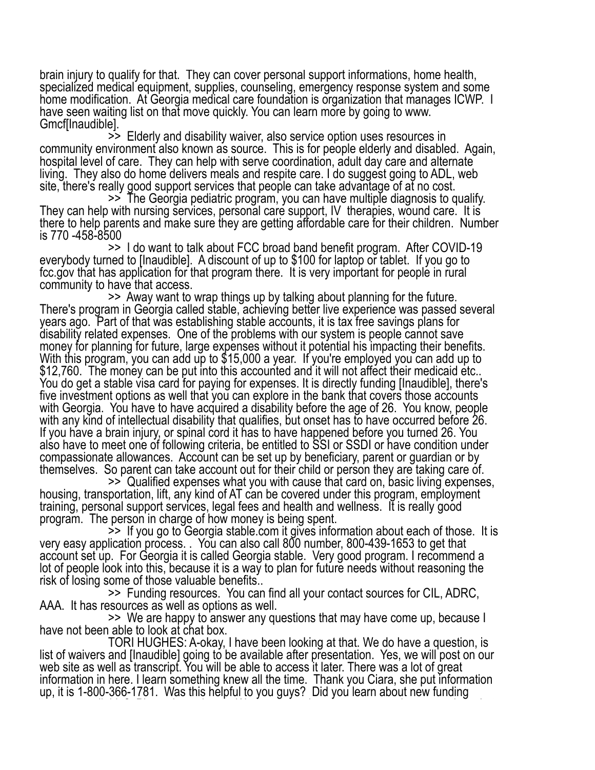brain injury to qualify for that. They can cover personal support informations, home health, specialized medical equipment, supplies, counseling, emergency response system and some home modification. At Georgia medical care foundation is organization that manages ICWP. I have seen waiting list on that move quickly. You can learn more by going to www. Gmcf[Inaudible].

>> Elderly and disability waiver, also service option uses resources in community environment also known as source. This is for people elderly and disabled. Again, hospital level of care. They can help with serve coordination, adult day care and alternate living. They also do home delivers meals and respite care. I do suggest going to ADL, web site, there's really good support services that people can take advantage of at no cost.

>> The Georgia pediatric program, you can have multiple diagnosis to qualify. They can help with nursing services, personal care support, IV therapies, wound care. It is there to help parents and make sure they are getting affordable care for their children. Number is 770 -458-8500

>> I do want to talk about FCC broad band benefit program. After COVID-19 everybody turned to [Inaudible]. A discount of up to $100 for laptop or tablet. If you go to fcc.gov that has application for that program there. It is very important for people in rural community to have that access.

>> Away want to wrap things up by talking about planning for the future. There's program in Georgia called stable, achieving better live experience was passed several years ago. Part of that was establishing stable accounts, it is tax free savings plans for disability related expenses. One of the problems with our system is people cannot save money for planning for future, large expenses without it potential his impacting their benefits. With this program, you can add up to $15,000 a year. If you're employed you can add up to $12,760. The money can be put into this accounted and it will not affect their medicaid etc.. You do get a stable visa card for paying for expenses. It is directly funding [Inaudible], there's five investment options as well that you can explore in the bank that covers those accounts with Georgia. You have to have acquired a disability before the age of 26. You know, people with any kind of intellectual disability that qualifies, but onset has to have occurred before 26. If you have a brain injury, or spinal cord it has to have happened before you turned 26. You also have to meet one of following criteria, be entitled to SSI or SSDI or have condition under compassionate allowances. Account can be set up by beneficiary, parent or guardian or by themselves. So parent can take account out for their child or person they are taking care of.

>> Qualified expenses what you with cause that card on, basic living expenses, housing, transportation, lift, any kind of AT can be covered under this program, employment training, personal support services, legal fees and health and wellness. It is really good program. The person in charge of how money is being spent.

>> If you go to Georgia stable.com it gives information about each of those. It is very easy application process. . You can also call 800 number, 800-439-1653 to get that account set up. For Georgia it is called Georgia stable. Very good program. I recommend a lot of people look into this, because it is a way to plan for future needs without reasoning the risk of losing some of those valuable benefits..

>> Funding resources. You can find all your contact sources for CIL, ADRC, AAA. It has resources as well as options as well.

>> We are happy to answer any questions that may have come up, because I have not been able to look at chat box.

TORI HUGHES: A-okay, I have been looking at that. We do have a question, is list of waivers and [Inaudible] going to be available after presentation. Yes, we will post on our web site as well as transcript. You will be able to access it later. There was a lot of great information in here. I learn something knew all the time. Thank you Ciara, she put information up, it is 1-800-366-1781. Was this helpful to you guys? Did you learn about new funding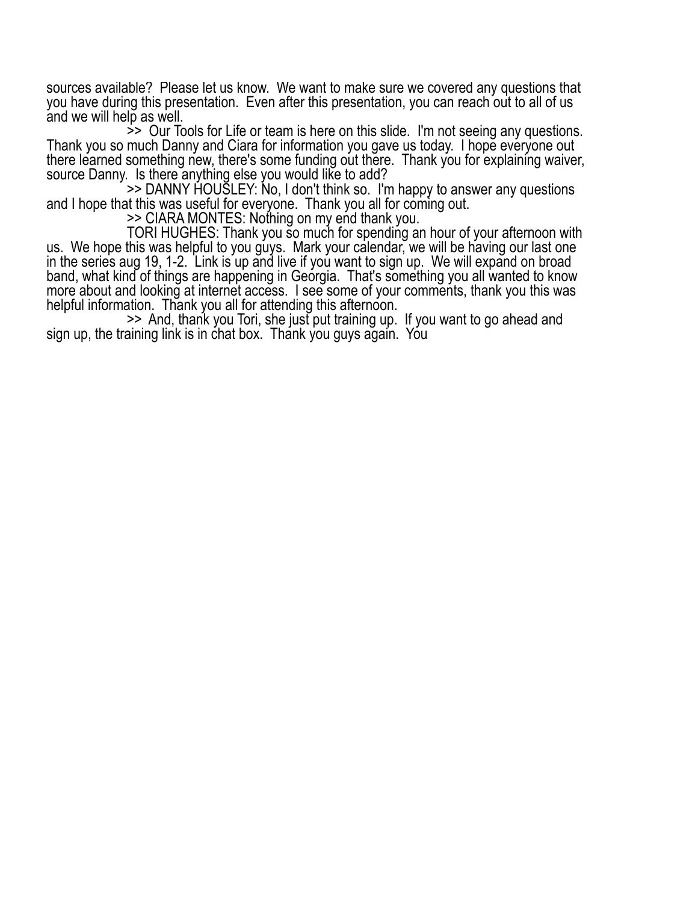sources available? Please let us know. We want to make sure we covered any questions that you have during this presentation. Even after this presentation, you can reach out to all of us and we will help as well.

>> Our Tools for Life or team is here on this slide. I'm not seeing any questions. Thank you so much Danny and Ciara for information you gave us today. I hope everyone out there learned something new, there's some funding out there. Thank you for explaining waiver, source Danny. Is there anything else you would like to add?

>> DANNY HOUSLEY: No, I don't think so. I'm happy to answer any questions and I hope that this was useful for everyone. Thank you all for coming out.

>> CIARA MONTES: Nothing on my end thank you.

TORI HUGHES: Thank you so much for spending an hour of your afternoon with us. We hope this was helpful to you guys. Mark your calendar, we will be having our last one in the series aug 19, 1-2. Link is up and live if you want to sign up. We will expand on broad band, what kind of things are happening in Georgia. That's something you all wanted to know more about and looking at internet access. I see some of your comments, thank you this was helpful information. Thank you all for attending this afternoon.

>> And, thank you Tori, she just put training up. If you want to go ahead and sign up, the training link is in chat box. Thank you guys again. You